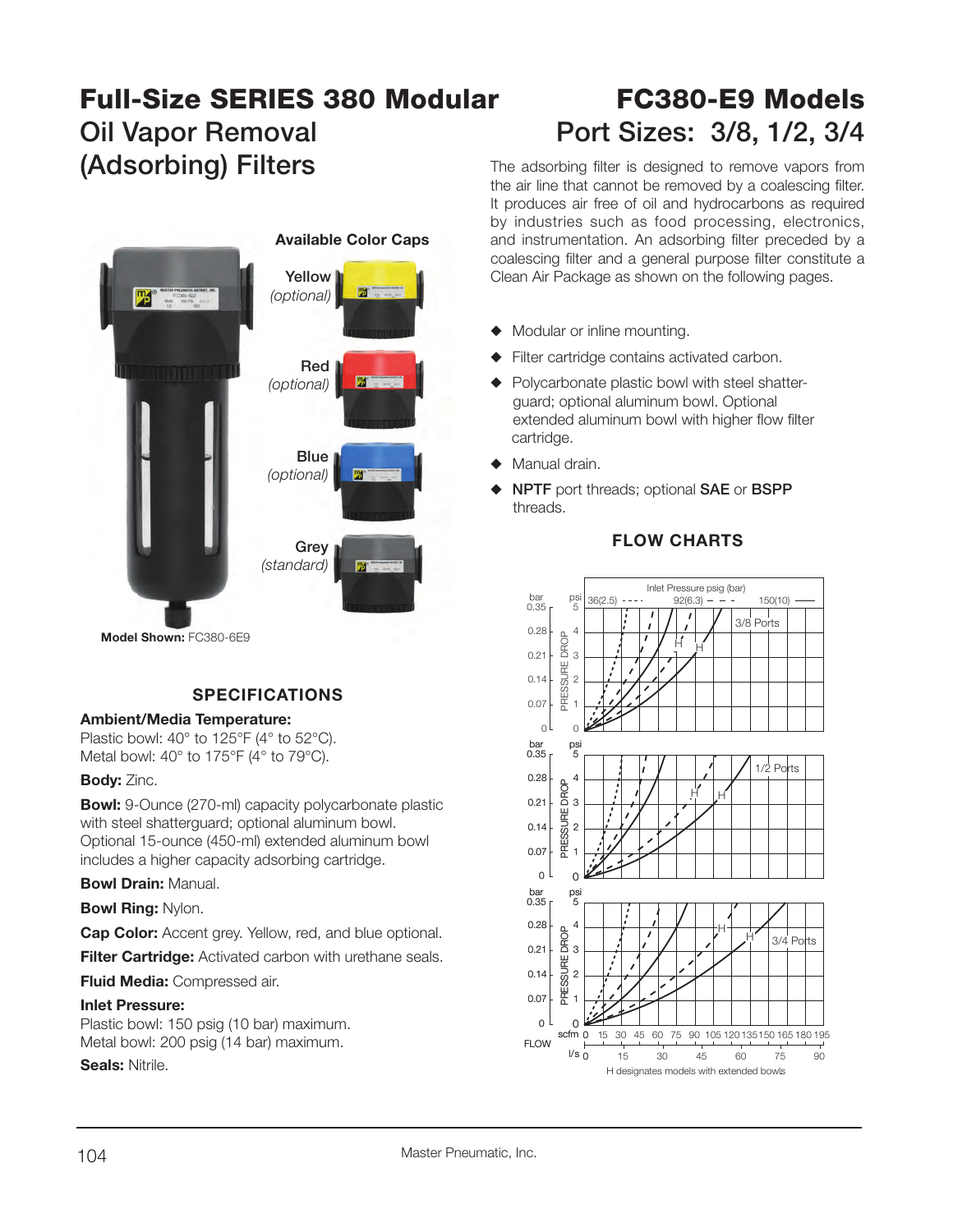# Full-Size SERIES 380 Modular Oil Vapor Removal (Adsorbing) Filters

# FC380-E9 Models Port Sizes: 3/8, 1/2, 3/4

The adsorbing filter is designed to remove vapors from the air line that cannot be removed by a coalescing filter. It produces air free of oil and hydrocarbons as required by industries such as food processing, electronics, and instrumentation. An adsorbing filter preceded by a coalescing filter and a general purpose filter constitute a Clean Air Package as shown on the following pages.

**Available Color Caps**

Yellow *(optional)*

Red *(optional)*

Blue *(optional)*

Grey *(standard)*

**Model Shown:** FC380-6E9

- Modular or inline mounting.
- Filter cartridge contains activated carbon.
- Polycarbonate plastic bowl with steel shatter-guard; optional aluminum bowl. Optional extended aluminum bowl with higher flow filter cartridge.
- Manual drain.
- **NPTF** port threads; optional **SAE** or **BSPP** threads.

## SPECIFICATIONS

**Ambient/Media Temperature:**
Plastic bowl: 40° to 125°F (4° to 52°C).
Metal bowl: 40° to 175°F (4° to 79°C).

**Body:** Zinc.

**Bowl:** 9-Ounce (270-ml) capacity polycarbonate plastic with steel shatterguard; optional aluminum bowl. Optional 15-ounce (450-ml) extended aluminum bowl includes a higher capacity adsorbing cartridge.

**Bowl Drain:** Manual.

**Bowl Ring:** Nylon.

**Cap Color:** Accent grey. Yellow, red, and blue optional.

**Filter Cartridge:** Activated carbon with urethane seals.

**Fluid Media:** Compressed air.

**Inlet Pressure:**
Plastic bowl: 150 psig (10 bar) maximum.
Metal bowl: 200 psig (14 bar) maximum.

**Seals:** Nitrile.

## FLOW CHARTS

Inlet Pressure psig (bar): 36(2.5) - - - -, 92(6.3) — — —, 150(10) ———

Charts: 3/8 Ports, 1/2 Ports, 3/4 Ports

PRESSURE DROP: bar 0, 0.07, 0.14, 0.21, 0.28, 0.35; psi 0, 1, 2, 3, 4, 5

FLOW: scfm 0, 15, 30, 45, 60, 75, 90, 105, 120, 135, 150, 165, 180, 195; l/s 0, 15, 30, 45, 60, 75, 90

H designates models with extended bowls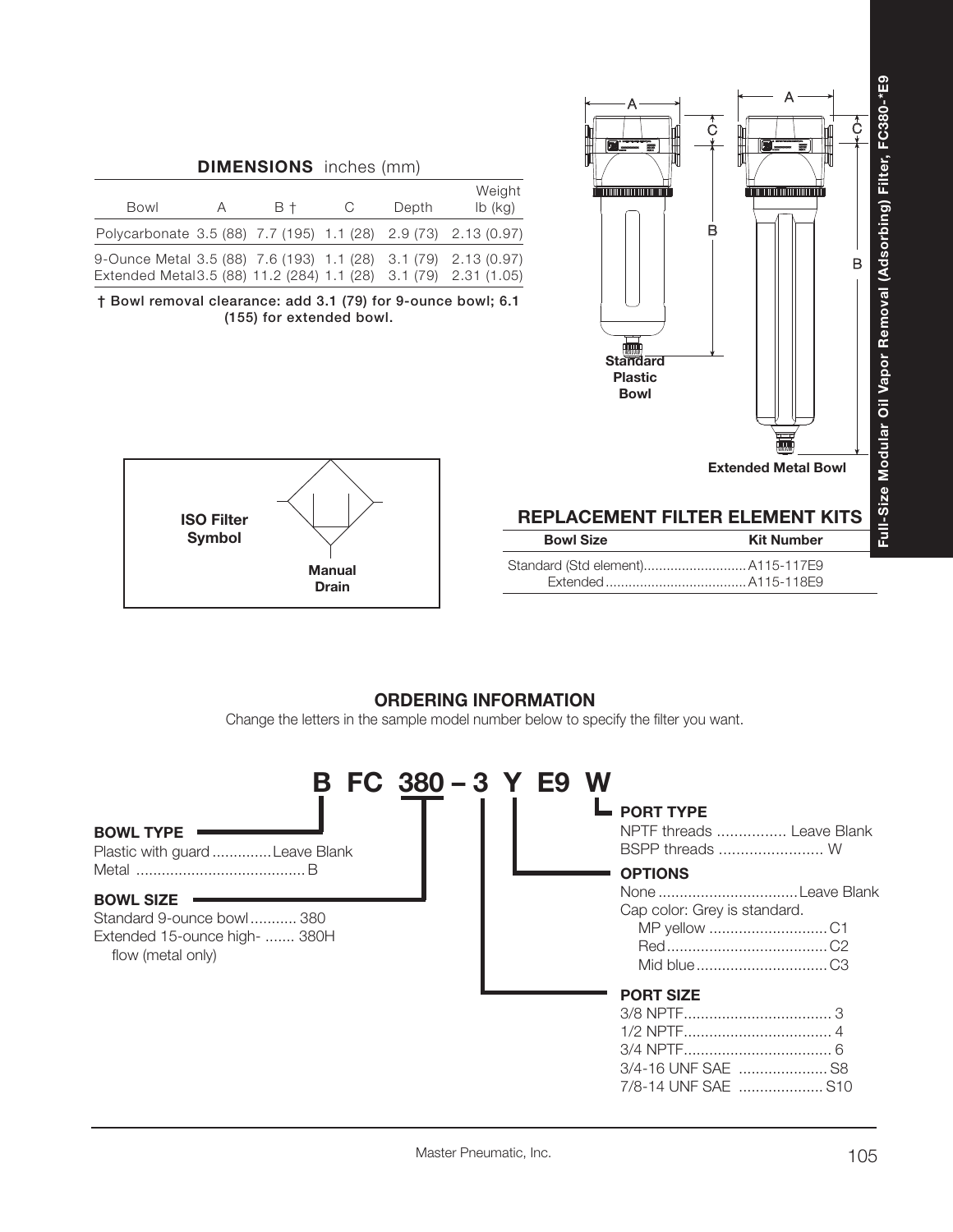## DIMENSIONS inches (mm)

| Bowl | A | B † | C | Depth | Weight lb (kg) |
|---|---|---|---|---|---|
| Polycarbonate | 3.5 (88) | 7.7 (195) | 1.1 (28) | 2.9 (73) | 2.13 (0.97) |
| 9-Ounce Metal | 3.5 (88) | 7.6 (193) | 1.1 (28) | 3.1 (79) | 2.13 (0.97) |
| Extended Metal | 3.5 (88) | 11.2 (284) | 1.1 (28) | 3.1 (79) | 2.31 (1.05) |

**† Bowl removal clearance: add 3.1 (79) for 9-ounce bowl; 6.1 (155) for extended bowl.**

A
C
B
**Standard Plastic Bowl**

A
C
B
**Extended Metal Bowl**

**ISO Filter Symbol**

**Manual Drain**

## REPLACEMENT FILTER ELEMENT KITS

| Bowl Size | Kit Number |
|---|---|
| Standard (Std element) | A115-117E9 |
| Extended | A115-118E9 |

## ORDERING INFORMATION

Change the letters in the sample model number below to specify the filter you want.

**B FC 380 – 3 Y E9 W**

**BOWL TYPE**
Plastic with guard .............Leave Blank
Metal ........................................ B

**BOWL SIZE**
Standard 9-ounce bowl........... 380
Extended 15-ounce high- ....... 380H
flow (metal only)

**PORT TYPE**
NPTF threads ................ Leave Blank
BSPP threads ........................ W

**OPTIONS**
None .................................Leave Blank
Cap color: Grey is standard.
MP yellow ............................C1
Red......................................C2
Mid blue...............................C3

**PORT SIZE**
3/8 NPTF................................... 3
1/2 NPTF................................... 4
3/4 NPTF................................... 6
3/4-16 UNF SAE ..................... S8
7/8-14 UNF SAE .................... S10